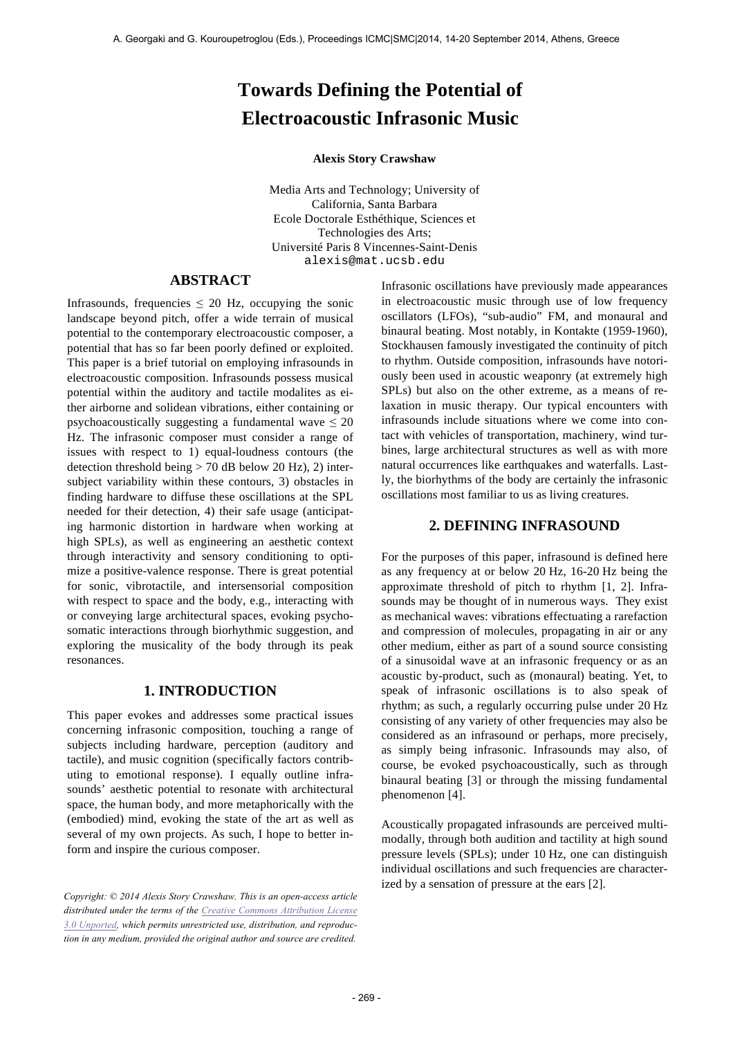# Towards Defining the Potential of Electroacoustic Infrasonic Music

**Alexis Story Crawshaw**

Media Arts and Technology; University of California, Santa Barbara
Ecole Doctorale Esthéthique, Sciences et Technologies des Arts;
Université Paris 8 Vincennes-Saint-Denis
alexis@mat.ucsb.edu

## ABSTRACT

Infrasounds, frequencies $\leq$ 20 Hz, occupying the sonic landscape beyond pitch, offer a wide terrain of musical potential to the contemporary electroacoustic composer, a potential that has so far been poorly defined or exploited. This paper is a brief tutorial on employing infrasounds in electroacoustic composition. Infrasounds possess musical potential within the auditory and tactile modalities as either airborne and solidean vibrations, either containing or psychoacoustically suggesting a fundamental wave $\leq$ 20 Hz. The infrasonic composer must consider a range of issues with respect to 1) equal-loudness contours (the detection threshold being > 70 dB below 20 Hz), 2) intersubject variability within these contours, 3) obstacles in finding hardware to diffuse these oscillations at the SPL needed for their detection, 4) their safe usage (anticipating harmonic distortion in hardware when working at high SPLs), as well as engineering an aesthetic context through interactivity and sensory conditioning to optimize a positive-valence response. There is great potential for sonic, vibrotactile, and intersensorial composition with respect to space and the body, e.g., interacting with or conveying large architectural spaces, evoking psychosomatic interactions through biorhythmic suggestion, and exploring the musicality of the body through its peak resonances.

## 1. INTRODUCTION

This paper evokes and addresses some practical issues concerning infrasonic composition, touching a range of subjects including hardware, perception (auditory and tactile), and music cognition (specifically factors contributing to emotional response). I equally outline infrasounds' aesthetic potential to resonate with architectural space, the human body, and more metaphorically with the (embodied) mind, evoking the state of the art as well as several of my own projects. As such, I hope to better inform and inspire the curious composer.

*Copyright: © 2014 Alexis Story Crawshaw. This is an open-access article distributed under the terms of the Creative Commons Attribution License 3.0 Unported, which permits unrestricted use, distribution, and reproduction in any medium, provided the original author and source are credited.*

Infrasonic oscillations have previously made appearances in electroacoustic music through use of low frequency oscillators (LFOs), "sub-audio" FM, and monaural and binaural beating. Most notably, in Kontakte (1959-1960), Stockhausen famously investigated the continuity of pitch to rhythm. Outside composition, infrasounds have notoriously been used in acoustic weaponry (at extremely high SPLs) but also on the other extreme, as a means of relaxation in music therapy. Our typical encounters with infrasounds include situations where we come into contact with vehicles of transportation, machinery, wind turbines, large architectural structures as well as with more natural occurrences like earthquakes and waterfalls. Lastly, the biorhythms of the body are certainly the infrasonic oscillations most familiar to us as living creatures.

## 2. DEFINING INFRASOUND

For the purposes of this paper, infrasound is defined here as any frequency at or below 20 Hz, 16-20 Hz being the approximate threshold of pitch to rhythm [1, 2]. Infrasounds may be thought of in numerous ways. They exist as mechanical waves: vibrations effectuating a rarefaction and compression of molecules, propagating in air or any other medium, either as part of a sound source consisting of a sinusoidal wave at an infrasonic frequency or as an acoustic by-product, such as (monaural) beating. Yet, to speak of infrasonic oscillations is to also speak of rhythm; as such, a regularly occurring pulse under 20 Hz consisting of any variety of other frequencies may also be considered as an infrasound or perhaps, more precisely, as simply being infrasonic. Infrasounds may also, of course, be evoked psychoacoustically, such as through binaural beating [3] or through the missing fundamental phenomenon [4].

Acoustically propagated infrasounds are perceived multimodally, through both audition and tactility at high sound pressure levels (SPLs); under 10 Hz, one can distinguish individual oscillations and such frequencies are characterized by a sensation of pressure at the ears [2].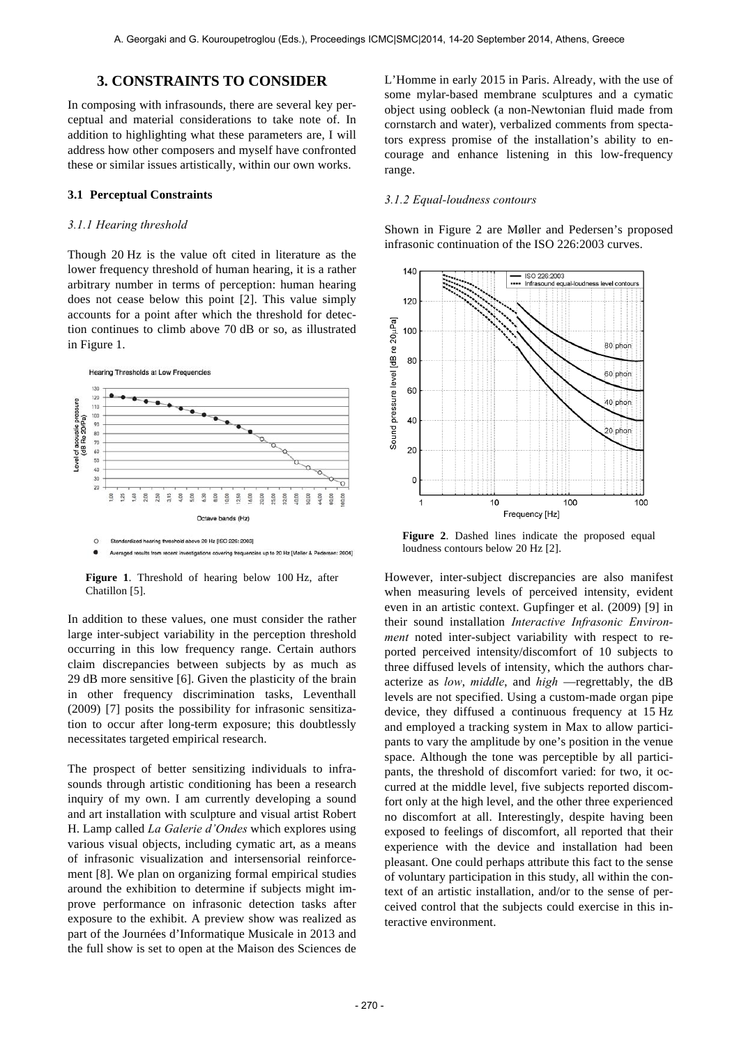## 3. CONSTRAINTS TO CONSIDER

In composing with infrasounds, there are several key perceptual and material considerations to take note of. In addition to highlighting what these parameters are, I will address how other composers and myself have confronted these or similar issues artistically, within our own works.

### 3.1 Perceptual Constraints

#### *3.1.1 Hearing threshold*

Though 20 Hz is the value oft cited in literature as the lower frequency threshold of human hearing, it is a rather arbitrary number in terms of perception: human hearing does not cease below this point [2]. This value simply accounts for a point after which the threshold for detection continues to climb above 70 dB or so, as illustrated in Figure 1.

**Figure 1**. Threshold of hearing below 100 Hz, after Chatillon [5].

In addition to these values, one must consider the rather large inter-subject variability in the perception threshold occurring in this low frequency range. Certain authors claim discrepancies between subjects by as much as 29 dB more sensitive [6]. Given the plasticity of the brain in other frequency discrimination tasks, Leventhall (2009) [7] posits the possibility for infrasonic sensitization to occur after long-term exposure; this doubtlessly necessitates targeted empirical research.

The prospect of better sensitizing individuals to infrasounds through artistic conditioning has been a research inquiry of my own. I am currently developing a sound and art installation with sculpture and visual artist Robert H. Lamp called *La Galerie d'Ondes* which explores using various visual objects, including cymatic art, as a means of infrasonic visualization and intersensorial reinforcement [8]. We plan on organizing formal empirical studies around the exhibition to determine if subjects might improve performance on infrasonic detection tasks after exposure to the exhibit. A preview show was realized as part of the Journées d'Informatique Musicale in 2013 and the full show is set to open at the Maison des Sciences de L'Homme in early 2015 in Paris. Already, with the use of some mylar-based membrane sculptures and a cymatic object using oobleck (a non-Newtonian fluid made from cornstarch and water), verbalized comments from spectators express promise of the installation's ability to encourage and enhance listening in this low-frequency range.

#### *3.1.2 Equal-loudness contours*

Shown in Figure 2 are Møller and Pedersen's proposed infrasonic continuation of the ISO 226:2003 curves.

**Figure 2**. Dashed lines indicate the proposed equal loudness contours below 20 Hz [2].

However, inter-subject discrepancies are also manifest when measuring levels of perceived intensity, evident even in an artistic context. Gupfinger et al. (2009) [9] in their sound installation *Interactive Infrasonic Environment* noted inter-subject variability with respect to reported perceived intensity/discomfort of 10 subjects to three diffused levels of intensity, which the authors characterize as *low*, *middle*, and *high* —regrettably, the dB levels are not specified. Using a custom-made organ pipe device, they diffused a continuous frequency at 15 Hz and employed a tracking system in Max to allow participants to vary the amplitude by one's position in the venue space. Although the tone was perceptible by all participants, the threshold of discomfort varied: for two, it occurred at the middle level, five subjects reported discomfort only at the high level, and the other three experienced no discomfort at all. Interestingly, despite having been exposed to feelings of discomfort, all reported that their experience with the device and installation had been pleasant. One could perhaps attribute this fact to the sense of voluntary participation in this study, all within the context of an artistic installation, and/or to the sense of perceived control that the subjects could exercise in this interactive environment.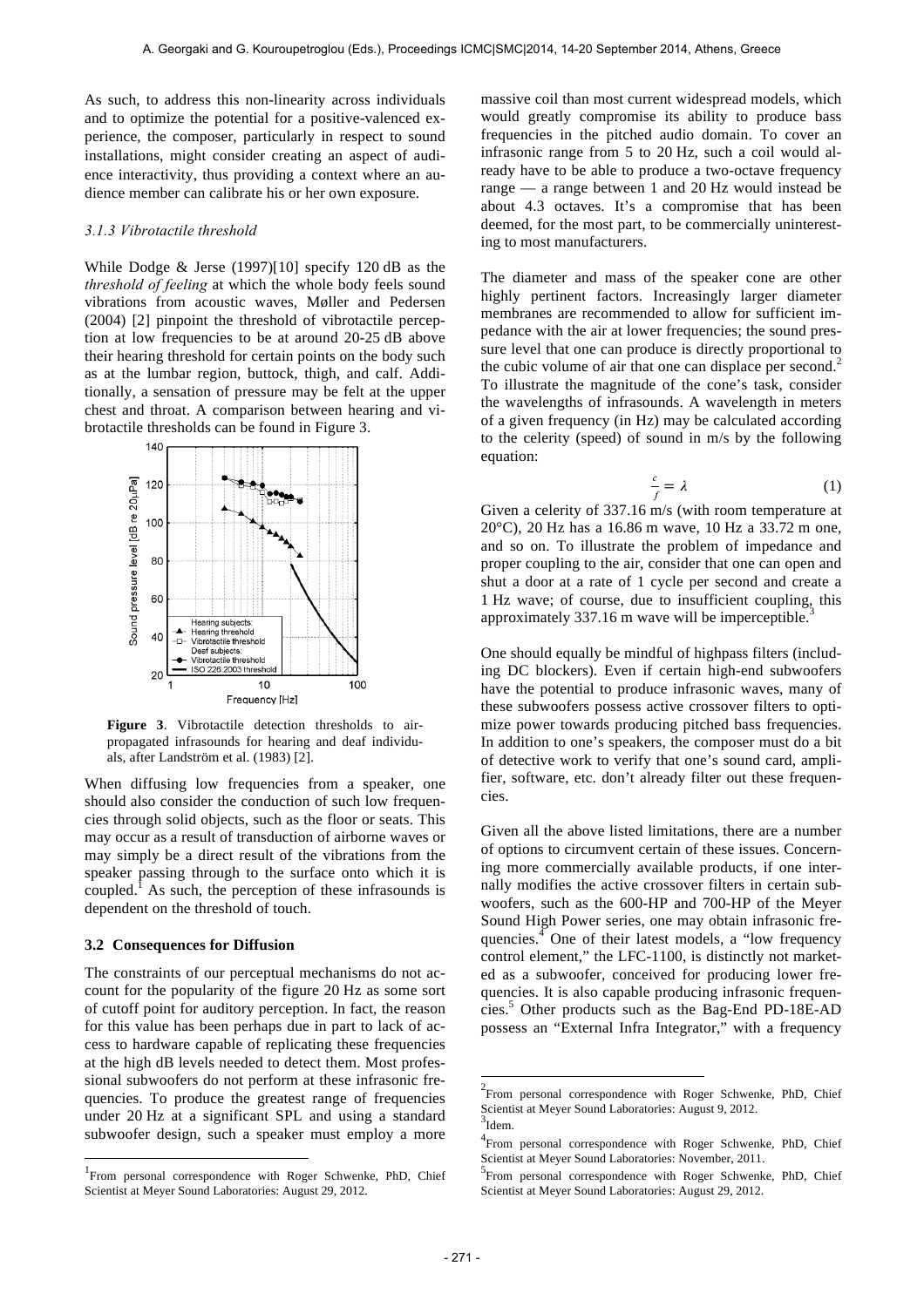As such, to address this non-linearity across individuals and to optimize the potential for a positive-valenced experience, the composer, particularly in respect to sound installations, might consider creating an aspect of audience interactivity, thus providing a context where an audience member can calibrate his or her own exposure.

#### *3.1.3 Vibrotactile threshold*

While Dodge & Jerse (1997)[10] specify 120 dB as the *threshold of feeling* at which the whole body feels sound vibrations from acoustic waves, Møller and Pedersen (2004) [2] pinpoint the threshold of vibrotactile perception at low frequencies to be at around 20-25 dB above their hearing threshold for certain points on the body such as at the lumbar region, buttock, thigh, and calf. Additionally, a sensation of pressure may be felt at the upper chest and throat. A comparison between hearing and vibrotactile thresholds can be found in Figure 3.

**Figure 3**. Vibrotactile detection thresholds to air-propagated infrasounds for hearing and deaf individuals, after Landström et al. (1983) [2].

When diffusing low frequencies from a speaker, one should also consider the conduction of such low frequencies through solid objects, such as the floor or seats. This may occur as a result of transduction of airborne waves or may simply be a direct result of the vibrations from the speaker passing through to the surface onto which it is coupled.[1] As such, the perception of these infrasounds is dependent on the threshold of touch.

### 3.2 Consequences for Diffusion

The constraints of our perceptual mechanisms do not account for the popularity of the figure 20 Hz as some sort of cutoff point for auditory perception. In fact, the reason for this value has been perhaps due in part to lack of access to hardware capable of replicating these frequencies at the high dB levels needed to detect them. Most professional subwoofers do not perform at these infrasonic frequencies. To produce the greatest range of frequencies under 20 Hz at a significant SPL and using a standard subwoofer design, such a speaker must employ a more massive coil than most current widespread models, which would greatly compromise its ability to produce bass frequencies in the pitched audio domain. To cover an infrasonic range from 5 to 20 Hz, such a coil would already have to be able to produce a two-octave frequency range — a range between 1 and 20 Hz would instead be about 4.3 octaves. It's a compromise that has been deemed, for the most part, to be commercially uninteresting to most manufacturers.

The diameter and mass of the speaker cone are other highly pertinent factors. Increasingly larger diameter membranes are recommended to allow for sufficient impedance with the air at lower frequencies; the sound pressure level that one can produce is directly proportional to the cubic volume of air that one can displace per second.[2] To illustrate the magnitude of the cone's task, consider the wavelengths of infrasounds. A wavelength in meters of a given frequency (in Hz) may be calculated according to the celerity (speed) of sound in m/s by the following equation:

$$\frac{c}{f} = \lambda \qquad (1)$$

Given a celerity of 337.16 m/s (with room temperature at 20°C), 20 Hz has a 16.86 m wave, 10 Hz a 33.72 m one, and so on. To illustrate the problem of impedance and proper coupling to the air, consider that one can open and shut a door at a rate of 1 cycle per second and create a 1 Hz wave; of course, due to insufficient coupling, this approximately 337.16 m wave will be imperceptible.[3]

One should equally be mindful of highpass filters (including DC blockers). Even if certain high-end subwoofers have the potential to produce infrasonic waves, many of these subwoofers possess active crossover filters to optimize power towards producing pitched bass frequencies. In addition to one's speakers, the composer must do a bit of detective work to verify that one's sound card, amplifier, software, etc. don't already filter out these frequencies.

Given all the above listed limitations, there are a number of options to circumvent certain of these issues. Concerning more commercially available products, if one internally modifies the active crossover filters in certain subwoofers, such as the 600-HP and 700-HP of the Meyer Sound High Power series, one may obtain infrasonic frequencies.[4] One of their latest models, a "low frequency control element," the LFC-1100, is distinctly not marketed as a subwoofer, conceived for producing lower frequencies. It is also capable producing infrasonic frequencies.[5] Other products such as the Bag-End PD-18E-AD possess an "External Infra Integrator," with a frequency

---

[1] From personal correspondence with Roger Schwenke, PhD, Chief Scientist at Meyer Sound Laboratories: August 29, 2012.

[2] From personal correspondence with Roger Schwenke, PhD, Chief Scientist at Meyer Sound Laboratories: August 9, 2012.

[3] Idem.

[4] From personal correspondence with Roger Schwenke, PhD, Chief Scientist at Meyer Sound Laboratories: November, 2011.

[5] From personal correspondence with Roger Schwenke, PhD, Chief Scientist at Meyer Sound Laboratories: August 29, 2012.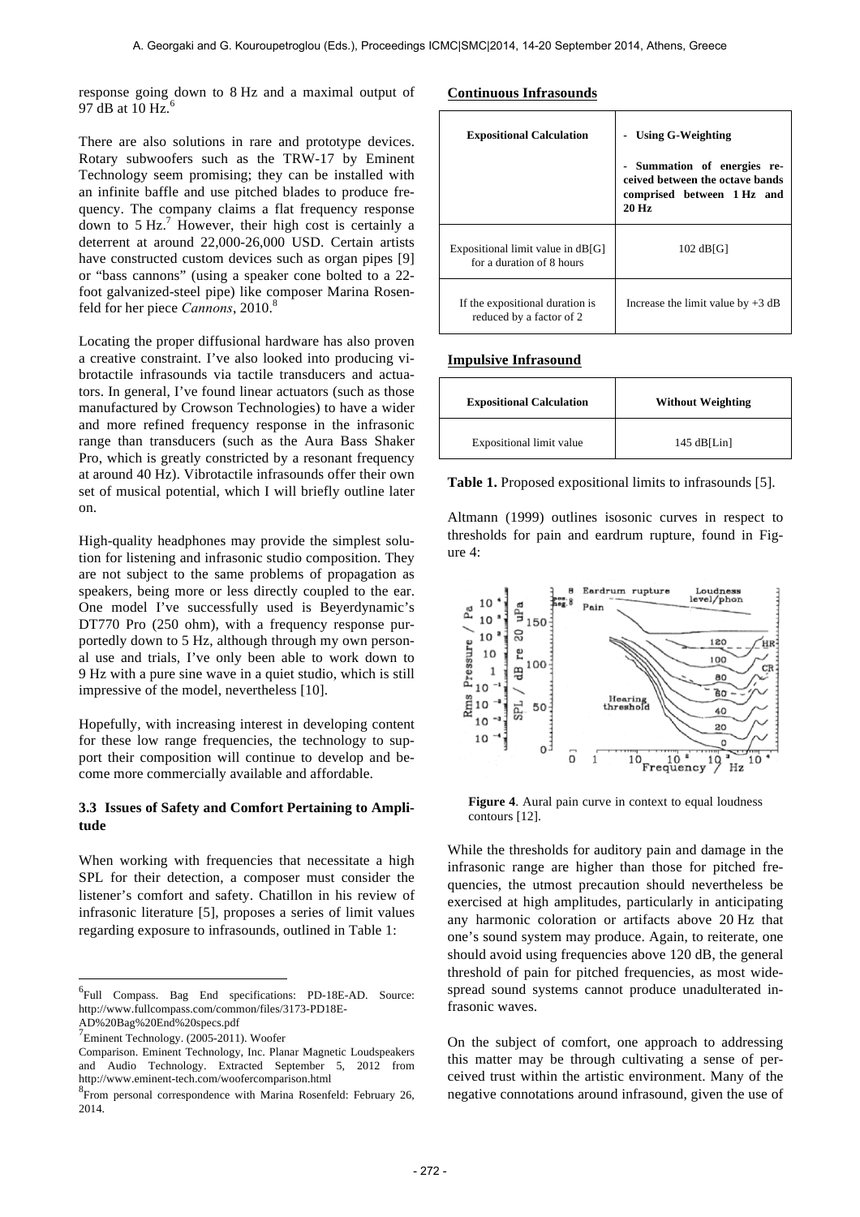response going down to 8 Hz and a maximal output of 97 dB at 10 Hz.[6]

There are also solutions in rare and prototype devices. Rotary subwoofers such as the TRW-17 by Eminent Technology seem promising; they can be installed with an infinite baffle and use pitched blades to produce frequency. The company claims a flat frequency response down to 5 Hz.[7] However, their high cost is certainly a deterrent at around 22,000-26,000 USD. Certain artists have constructed custom devices such as organ pipes [9] or "bass cannons" (using a speaker cone bolted to a 22-foot galvanized-steel pipe) like composer Marina Rosenfeld for her piece *Cannons*, 2010.[8]

Locating the proper diffusional hardware has also proven a creative constraint. I've also looked into producing vibrotactile infrasounds via tactile transducers and actuators. In general, I've found linear actuators (such as those manufactured by Crowson Technologies) to have a wider and more refined frequency response in the infrasonic range than transducers (such as the Aura Bass Shaker Pro, which is greatly constricted by a resonant frequency at around 40 Hz). Vibrotactile infrasounds offer their own set of musical potential, which I will briefly outline later on.

High-quality headphones may provide the simplest solution for listening and infrasonic studio composition. They are not subject to the same problems of propagation as speakers, being more or less directly coupled to the ear. One model I've successfully used is Beyerdynamic's DT770 Pro (250 ohm), with a frequency response purportedly down to 5 Hz, although through my own personal use and trials, I've only been able to work down to 9 Hz with a pure sine wave in a quiet studio, which is still impressive of the model, nevertheless [10].

Hopefully, with increasing interest in developing content for these low range frequencies, the technology to support their composition will continue to develop and become more commercially available and affordable.

### 3.3 Issues of Safety and Comfort Pertaining to Amplitude

When working with frequencies that necessitate a high SPL for their detection, a composer must consider the listener's comfort and safety. Chatillon in his review of infrasonic literature [5], proposes a series of limit values regarding exposure to infrasounds, outlined in Table 1:

**Continuous Infrasounds**

| **Expositional Calculation** | **- Using G-Weighting** <br> **- Summation of energies received between the octave bands comprised between 1 Hz and 20 Hz** |
|---|---|
| Expositional limit value in dB[G] for a duration of 8 hours | 102 dB[G] |
| If the expositional duration is reduced by a factor of 2 | Increase the limit value by +3 dB |

**Impulsive Infrasound**

| **Expositional Calculation** | **Without Weighting** |
|---|---|
| Expositional limit value | 145 dB[Lin] |

**Table 1.** Proposed expositional limits to infrasounds [5].

Altmann (1999) outlines isosonic curves in respect to thresholds for pain and eardrum rupture, found in Figure 4:

**Figure 4**. Aural pain curve in context to equal loudness contours [12].

While the thresholds for auditory pain and damage in the infrasonic range are higher than those for pitched frequencies, the utmost precaution should nevertheless be exercised at high amplitudes, particularly in anticipating any harmonic coloration or artifacts above 20 Hz that one's sound system may produce. Again, to reiterate, one should avoid using frequencies above 120 dB, the general threshold of pain for pitched frequencies, as most widespread sound systems cannot produce unadulterated infrasonic waves.

On the subject of comfort, one approach to addressing this matter may be through cultivating a sense of perceived trust within the artistic environment. Many of the negative connotations around infrasound, given the use of

[6] Full Compass. Bag End specifications: PD-18E-AD. Source: http://www.fullcompass.com/common/files/3173-PD18E-AD%20Bag%20End%20specs.pdf

[7] Eminent Technology. (2005-2011). Woofer Comparison. Eminent Technology, Inc. Planar Magnetic Loudspeakers and Audio Technology. Extracted September 5, 2012 from http://www.eminent-tech.com/woofercomparison.html

[8] From personal correspondence with Marina Rosenfeld: February 26, 2014.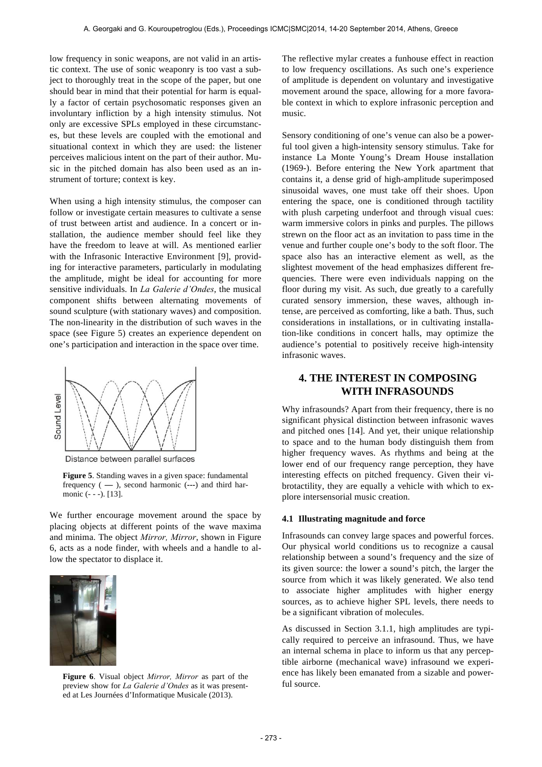low frequency in sonic weapons, are not valid in an artistic context. The use of sonic weaponry is too vast a subject to thoroughly treat in the scope of the paper, but one should bear in mind that their potential for harm is equally a factor of certain psychosomatic responses given an involuntary infliction by a high intensity stimulus. Not only are excessive SPLs employed in these circumstances, but these levels are coupled with the emotional and situational context in which they are used: the listener perceives malicious intent on the part of their author. Music in the pitched domain has also been used as an instrument of torture; context is key.

When using a high intensity stimulus, the composer can follow or investigate certain measures to cultivate a sense of trust between artist and audience. In a concert or installation, the audience member should feel like they have the freedom to leave at will. As mentioned earlier with the Infrasonic Interactive Environment [9], providing for interactive parameters, particularly in modulating the amplitude, might be ideal for accounting for more sensitive individuals. In *La Galerie d'Ondes*, the musical component shifts between alternating movements of sound sculpture (with stationary waves) and composition. The non-linearity in the distribution of such waves in the space (see Figure 5) creates an experience dependent on one's participation and interaction in the space over time.

**Figure 5**. Standing waves in a given space: fundamental frequency ( — ), second harmonic (---) and third harmonic (- - -). [13].

We further encourage movement around the space by placing objects at different points of the wave maxima and minima. The object *Mirror, Mirror*, shown in Figure 6, acts as a node finder, with wheels and a handle to allow the spectator to displace it.

**Figure 6**. Visual object *Mirror, Mirror* as part of the preview show for *La Galerie d'Ondes* as it was presented at Les Journées d'Informatique Musicale (2013).

The reflective mylar creates a funhouse effect in reaction to low frequency oscillations. As such one's experience of amplitude is dependent on voluntary and investigative movement around the space, allowing for a more favorable context in which to explore infrasonic perception and music.

Sensory conditioning of one's venue can also be a powerful tool given a high-intensity sensory stimulus. Take for instance La Monte Young's Dream House installation (1969-). Before entering the New York apartment that contains it, a dense grid of high-amplitude superimposed sinusoidal waves, one must take off their shoes. Upon entering the space, one is conditioned through tactility with plush carpeting underfoot and through visual cues: warm immersive colors in pinks and purples. The pillows strewn on the floor act as an invitation to pass time in the venue and further couple one's body to the soft floor. The space also has an interactive element as well, as the slightest movement of the head emphasizes different frequencies. There were even individuals napping on the floor during my visit. As such, due greatly to a carefully curated sensory immersion, these waves, although intense, are perceived as comforting, like a bath. Thus, such considerations in installations, or in cultivating installation-like conditions in concert halls, may optimize the audience's potential to positively receive high-intensity infrasonic waves.

## 4. THE INTEREST IN COMPOSING WITH INFRASOUNDS

Why infrasounds? Apart from their frequency, there is no significant physical distinction between infrasonic waves and pitched ones [14]. And yet, their unique relationship to space and to the human body distinguish them from higher frequency waves. As rhythms and being at the lower end of our frequency range perception, they have interesting effects on pitched frequency. Given their vibrotactility, they are equally a vehicle with which to explore intersensorial music creation.

### 4.1 Illustrating magnitude and force

Infrasounds can convey large spaces and powerful forces. Our physical world conditions us to recognize a causal relationship between a sound's frequency and the size of its given source: the lower a sound's pitch, the larger the source from which it was likely generated. We also tend to associate higher amplitudes with higher energy sources, as to achieve higher SPL levels, there needs to be a significant vibration of molecules.

As discussed in Section 3.1.1, high amplitudes are typically required to perceive an infrasound. Thus, we have an internal schema in place to inform us that any perceptible airborne (mechanical wave) infrasound we experience has likely been emanated from a sizable and powerful source.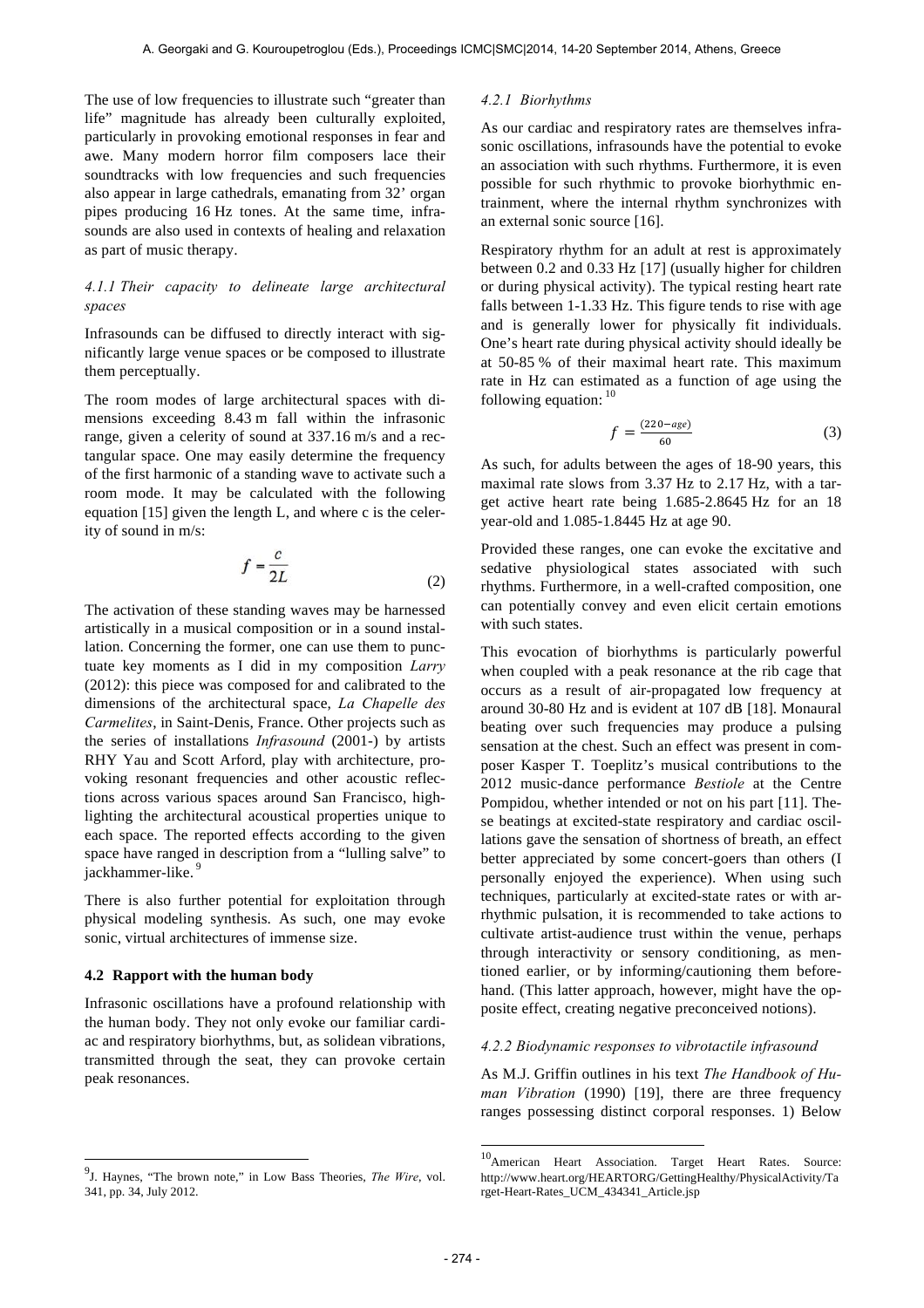The use of low frequencies to illustrate such "greater than life" magnitude has already been culturally exploited, particularly in provoking emotional responses in fear and awe. Many modern horror film composers lace their soundtracks with low frequencies and such frequencies also appear in large cathedrals, emanating from 32' organ pipes producing 16 Hz tones. At the same time, infrasounds are also used in contexts of healing and relaxation as part of music therapy.

#### *4.1.1 Their capacity to delineate large architectural spaces*

Infrasounds can be diffused to directly interact with significantly large venue spaces or be composed to illustrate them perceptually.

The room modes of large architectural spaces with dimensions exceeding 8.43 m fall within the infrasonic range, given a celerity of sound at 337.16 m/s and a rectangular space. One may easily determine the frequency of the first harmonic of a standing wave to activate such a room mode. It may be calculated with the following equation [15] given the length L, and where c is the celerity of sound in m/s:

$$f = \frac{c}{2L} \tag{2}$$

The activation of these standing waves may be harnessed artistically in a musical composition or in a sound installation. Concerning the former, one can use them to punctuate key moments as I did in my composition *Larry* (2012): this piece was composed for and calibrated to the dimensions of the architectural space, *La Chapelle des Carmelites*, in Saint-Denis, France. Other projects such as the series of installations *Infrasound* (2001-) by artists RHY Yau and Scott Arford, play with architecture, provoking resonant frequencies and other acoustic reflections across various spaces around San Francisco, highlighting the architectural acoustical properties unique to each space. The reported effects according to the given space have ranged in description from a "lulling salve" to jackhammer-like. [9]

There is also further potential for exploitation through physical modeling synthesis. As such, one may evoke sonic, virtual architectures of immense size.

### 4.2 Rapport with the human body

Infrasonic oscillations have a profound relationship with the human body. They not only evoke our familiar cardiac and respiratory biorhythms, but, as solidean vibrations, transmitted through the seat, they can provoke certain peak resonances.

#### *4.2.1 Biorhythms*

As our cardiac and respiratory rates are themselves infrasonic oscillations, infrasounds have the potential to evoke an association with such rhythms. Furthermore, it is even possible for such rhythmic to provoke biorhythmic entrainment, where the internal rhythm synchronizes with an external sonic source [16].

Respiratory rhythm for an adult at rest is approximately between 0.2 and 0.33 Hz [17] (usually higher for children or during physical activity). The typical resting heart rate falls between 1-1.33 Hz. This figure tends to rise with age and is generally lower for physically fit individuals. One's heart rate during physical activity should ideally be at 50-85 % of their maximal heart rate. This maximum rate in Hz can estimated as a function of age using the following equation: [10]

$$f = \frac{(220 - age)}{60} \tag{3}$$

As such, for adults between the ages of 18-90 years, this maximal rate slows from 3.37 Hz to 2.17 Hz, with a target active heart rate being 1.685-2.8645 Hz for an 18 year-old and 1.085-1.8445 Hz at age 90.

Provided these ranges, one can evoke the excitative and sedative physiological states associated with such rhythms. Furthermore, in a well-crafted composition, one can potentially convey and even elicit certain emotions with such states.

This evocation of biorhythms is particularly powerful when coupled with a peak resonance at the rib cage that occurs as a result of air-propagated low frequency at around 30-80 Hz and is evident at 107 dB [18]. Monaural beating over such frequencies may produce a pulsing sensation at the chest. Such an effect was present in composer Kasper T. Toeplitz's musical contributions to the 2012 music-dance performance *Bestiole* at the Centre Pompidou, whether intended or not on his part [11]. These beatings at excited-state respiratory and cardiac oscillations gave the sensation of shortness of breath, an effect better appreciated by some concert-goers than others (I personally enjoyed the experience). When using such techniques, particularly at excited-state rates or with arrhythmic pulsation, it is recommended to take actions to cultivate artist-audience trust within the venue, perhaps through interactivity or sensory conditioning, as mentioned earlier, or by informing/cautioning them beforehand. (This latter approach, however, might have the opposite effect, creating negative preconceived notions).

#### *4.2.2 Biodynamic responses to vibrotactile infrasound*

As M.J. Griffin outlines in his text *The Handbook of Human Vibration* (1990) [19], there are three frequency ranges possessing distinct corporal responses. 1) Below

---

[9] J. Haynes, "The brown note," in Low Bass Theories, *The Wire*, vol. 341, pp. 34, July 2012.

[10] American Heart Association. Target Heart Rates. Source: http://www.heart.org/HEARTORG/GettingHealthy/PhysicalActivity/Target-Heart-Rates_UCM_434341_Article.jsp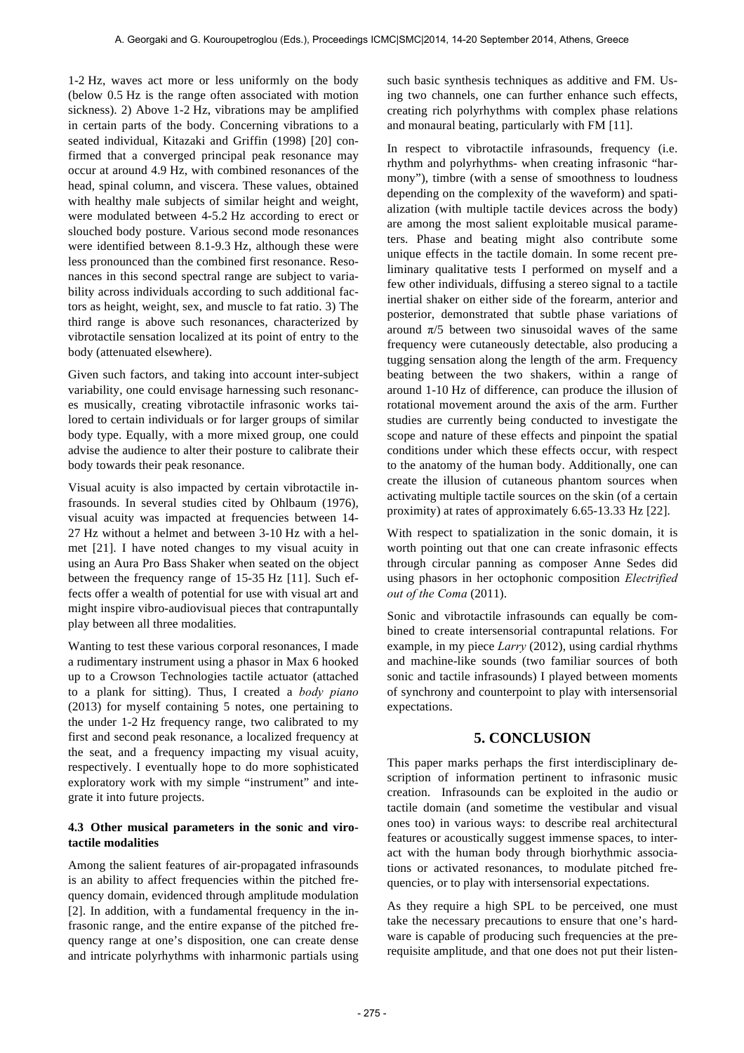1-2 Hz, waves act more or less uniformly on the body (below 0.5 Hz is the range often associated with motion sickness). 2) Above 1-2 Hz, vibrations may be amplified in certain parts of the body. Concerning vibrations to a seated individual, Kitazaki and Griffin (1998) [20] confirmed that a converged principal peak resonance may occur at around 4.9 Hz, with combined resonances of the head, spinal column, and viscera. These values, obtained with healthy male subjects of similar height and weight, were modulated between 4-5.2 Hz according to erect or slouched body posture. Various second mode resonances were identified between 8.1-9.3 Hz, although these were less pronounced than the combined first resonance. Resonances in this second spectral range are subject to variability across individuals according to such additional factors as height, weight, sex, and muscle to fat ratio. 3) The third range is above such resonances, characterized by vibrotactile sensation localized at its point of entry to the body (attenuated elsewhere).

Given such factors, and taking into account inter-subject variability, one could envisage harnessing such resonances musically, creating vibrotactile infrasonic works tailored to certain individuals or for larger groups of similar body type. Equally, with a more mixed group, one could advise the audience to alter their posture to calibrate their body towards their peak resonance.

Visual acuity is also impacted by certain vibrotactile infrasounds. In several studies cited by Ohlbaum (1976), visual acuity was impacted at frequencies between 14-27 Hz without a helmet and between 3-10 Hz with a helmet [21]. I have noted changes to my visual acuity in using an Aura Pro Bass Shaker when seated on the object between the frequency range of 15-35 Hz [11]. Such effects offer a wealth of potential for use with visual art and might inspire vibro-audiovisual pieces that contrapuntally play between all three modalities.

Wanting to test these various corporal resonances, I made a rudimentary instrument using a phasor in Max 6 hooked up to a Crowson Technologies tactile actuator (attached to a plank for sitting). Thus, I created a *body piano* (2013) for myself containing 5 notes, one pertaining to the under 1-2 Hz frequency range, two calibrated to my first and second peak resonance, a localized frequency at the seat, and a frequency impacting my visual acuity, respectively. I eventually hope to do more sophisticated exploratory work with my simple "instrument" and integrate it into future projects.

### 4.3 Other musical parameters in the sonic and virotactile modalities

Among the salient features of air-propagated infrasounds is an ability to affect frequencies within the pitched frequency domain, evidenced through amplitude modulation [2]. In addition, with a fundamental frequency in the infrasonic range, and the entire expanse of the pitched frequency range at one's disposition, one can create dense and intricate polyrhythms with inharmonic partials using such basic synthesis techniques as additive and FM. Using two channels, one can further enhance such effects, creating rich polyrhythms with complex phase relations and monaural beating, particularly with FM [11].

In respect to vibrotactile infrasounds, frequency (i.e. rhythm and polyrhythms- when creating infrasonic "harmony"), timbre (with a sense of smoothness to loudness depending on the complexity of the waveform) and spatialization (with multiple tactile devices across the body) are among the most salient exploitable musical parameters. Phase and beating might also contribute some unique effects in the tactile domain. In some recent preliminary qualitative tests I performed on myself and a few other individuals, diffusing a stereo signal to a tactile inertial shaker on either side of the forearm, anterior and posterior, demonstrated that subtle phase variations of around $\pi/5$ between two sinusoidal waves of the same frequency were cutaneously detectable, also producing a tugging sensation along the length of the arm. Frequency beating between the two shakers, within a range of around 1-10 Hz of difference, can produce the illusion of rotational movement around the axis of the arm. Further studies are currently being conducted to investigate the scope and nature of these effects and pinpoint the spatial conditions under which these effects occur, with respect to the anatomy of the human body. Additionally, one can create the illusion of cutaneous phantom sources when activating multiple tactile sources on the skin (of a certain proximity) at rates of approximately 6.65-13.33 Hz [22].

With respect to spatialization in the sonic domain, it is worth pointing out that one can create infrasonic effects through circular panning as composer Anne Sedes did using phasors in her octophonic composition *Electrified out of the Coma* (2011).

Sonic and vibrotactile infrasounds can equally be combined to create intersensorial contrapuntal relations. For example, in my piece *Larry* (2012), using cardial rhythms and machine-like sounds (two familiar sources of both sonic and tactile infrasounds) I played between moments of synchrony and counterpoint to play with intersensorial expectations.

## 5. CONCLUSION

This paper marks perhaps the first interdisciplinary description of information pertinent to infrasonic music creation. Infrasounds can be exploited in the audio or tactile domain (and sometime the vestibular and visual ones too) in various ways: to describe real architectural features or acoustically suggest immense spaces, to interact with the human body through biorhythmic associations or activated resonances, to modulate pitched frequencies, or to play with intersensorial expectations.

As they require a high SPL to be perceived, one must take the necessary precautions to ensure that one's hardware is capable of producing such frequencies at the prerequisite amplitude, and that one does not put their listen-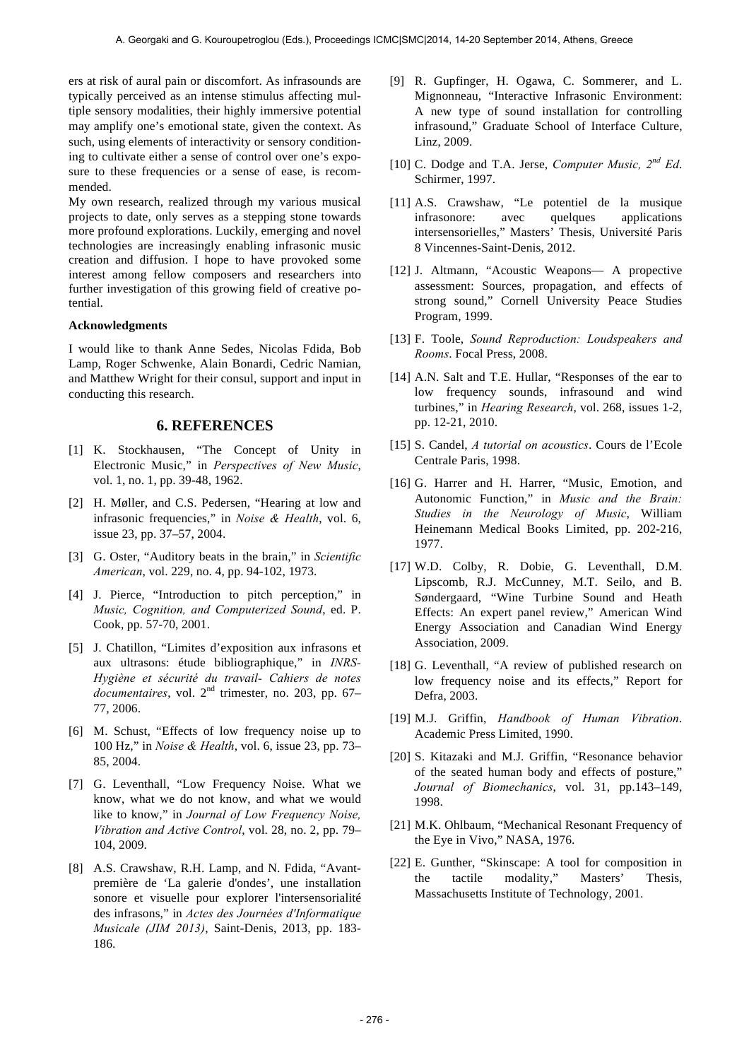ers at risk of aural pain or discomfort. As infrasounds are typically perceived as an intense stimulus affecting multiple sensory modalities, their highly immersive potential may amplify one's emotional state, given the context. As such, using elements of interactivity or sensory conditioning to cultivate either a sense of control over one's exposure to these frequencies or a sense of ease, is recommended.

My own research, realized through my various musical projects to date, only serves as a stepping stone towards more profound explorations. Luckily, emerging and novel technologies are increasingly enabling infrasonic music creation and diffusion. I hope to have provoked some interest among fellow composers and researchers into further investigation of this growing field of creative potential.

**Acknowledgments**

I would like to thank Anne Sedes, Nicolas Fdida, Bob Lamp, Roger Schwenke, Alain Bonardi, Cedric Namian, and Matthew Wright for their consul, support and input in conducting this research.

## 6. REFERENCES

[1] K. Stockhausen, "The Concept of Unity in Electronic Music," in *Perspectives of New Music*, vol. 1, no. 1, pp. 39-48, 1962.

[2] H. Møller, and C.S. Pedersen, "Hearing at low and infrasonic frequencies," in *Noise & Health*, vol. 6, issue 23, pp. 37–57, 2004.

[3] G. Oster, "Auditory beats in the brain," in *Scientific American*, vol. 229, no. 4, pp. 94-102, 1973.

[4] J. Pierce, "Introduction to pitch perception," in *Music, Cognition, and Computerized Sound*, ed. P. Cook, pp. 57-70, 2001.

[5] J. Chatillon, "Limites d'exposition aux infrasons et aux ultrasons: étude bibliographique," in *INRS-Hygiène et sécurité du travail- Cahiers de notes documentaires*, vol. 2nd trimester, no. 203, pp. 67–77, 2006.

[6] M. Schust, "Effects of low frequency noise up to 100 Hz," in *Noise & Health*, vol. 6, issue 23, pp. 73–85, 2004.

[7] G. Leventhall, "Low Frequency Noise. What we know, what we do not know, and what we would like to know," in *Journal of Low Frequency Noise, Vibration and Active Control*, vol. 28, no. 2, pp. 79–104, 2009.

[8] A.S. Crawshaw, R.H. Lamp, and N. Fdida, "Avant-première de 'La galerie d'ondes', une installation sonore et visuelle pour explorer l'intersensorialité des infrasons," in *Actes des Journées d'Informatique Musicale (JIM 2013)*, Saint-Denis, 2013, pp. 183-186.

[9] R. Gupfinger, H. Ogawa, C. Sommerer, and L. Mignonneau, "Interactive Infrasonic Environment: A new type of sound installation for controlling infrasound," Graduate School of Interface Culture, Linz, 2009.

[10] C. Dodge and T.A. Jerse, *Computer Music, 2nd Ed*. Schirmer, 1997.

[11] A.S. Crawshaw, "Le potentiel de la musique infrasonore: avec quelques applications intersensorielles," Masters' Thesis, Université Paris 8 Vincennes-Saint-Denis, 2012.

[12] J. Altmann, "Acoustic Weapons— A propective assessment: Sources, propagation, and effects of strong sound," Cornell University Peace Studies Program, 1999.

[13] F. Toole, *Sound Reproduction: Loudspeakers and Rooms*. Focal Press, 2008.

[14] A.N. Salt and T.E. Hullar, "Responses of the ear to low frequency sounds, infrasound and wind turbines," in *Hearing Research*, vol. 268, issues 1-2, pp. 12-21, 2010.

[15] S. Candel, *A tutorial on acoustics*. Cours de l'Ecole Centrale Paris, 1998.

[16] G. Harrer and H. Harrer, "Music, Emotion, and Autonomic Function," in *Music and the Brain: Studies in the Neurology of Music*, William Heinemann Medical Books Limited, pp. 202-216, 1977.

[17] W.D. Colby, R. Dobie, G. Leventhall, D.M. Lipscomb, R.J. McCunney, M.T. Seilo, and B. Søndergaard, "Wine Turbine Sound and Heath Effects: An expert panel review," American Wind Energy Association and Canadian Wind Energy Association, 2009.

[18] G. Leventhall, "A review of published research on low frequency noise and its effects," Report for Defra, 2003.

[19] M.J. Griffin, *Handbook of Human Vibration*. Academic Press Limited, 1990.

[20] S. Kitazaki and M.J. Griffin, "Resonance behavior of the seated human body and effects of posture," *Journal of Biomechanics*, vol. 31, pp.143–149, 1998.

[21] M.K. Ohlbaum, "Mechanical Resonant Frequency of the Eye in Vivo," NASA, 1976.

[22] E. Gunther, "Skinscape: A tool for composition in the tactile modality," Masters' Thesis, Massachusetts Institute of Technology, 2001.